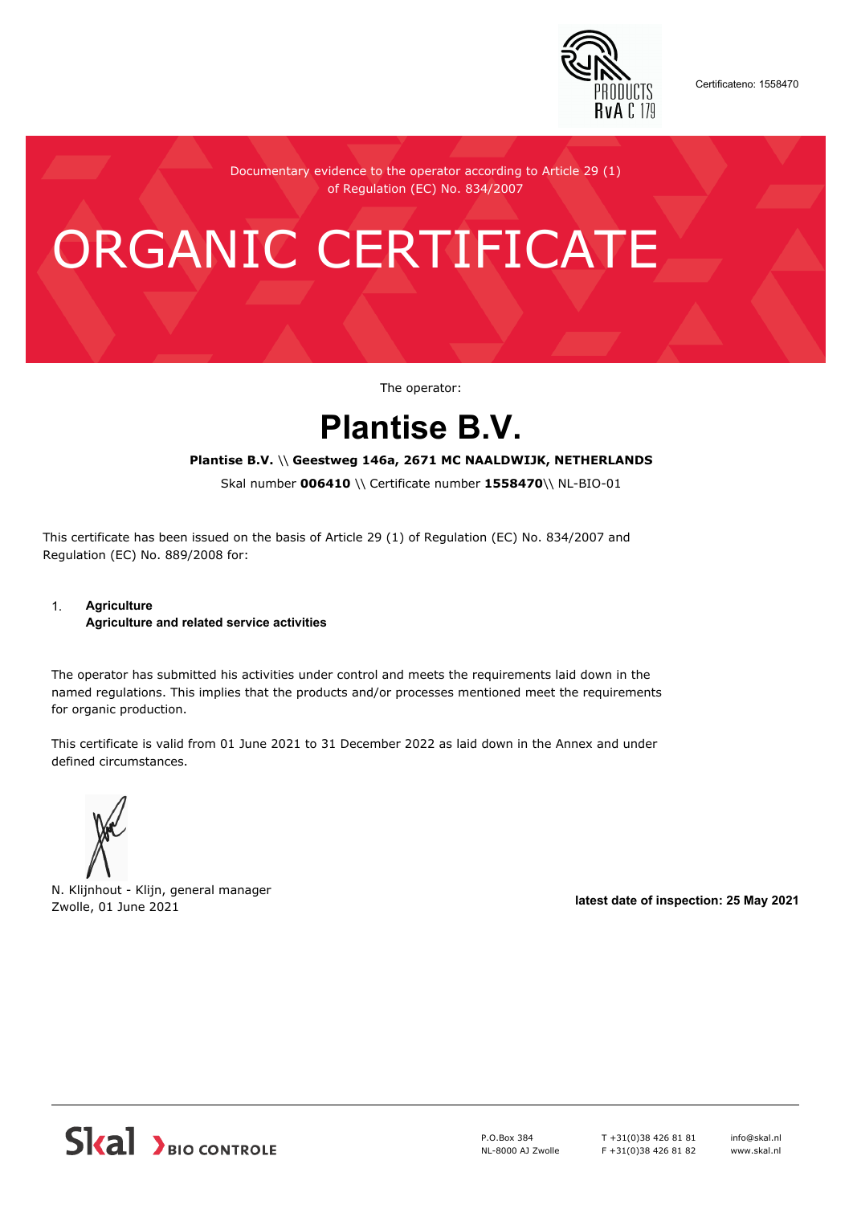Certificateno: 1558470

Documentary evidence to the operator according to Article 29 (1) of Regulation (EC) No. 834/2007

# ORGANIC CERTIFICATE

The operator:

## Plantise B.V.

**Plantise B.V.** \\ **Geestweg 146a, 2671 MC NAALDWIJK, NETHERLANDS**

Skal number **006410** \\ Certificate number **1558470**\\ NL-BIO-01

This certificate has been issued on the basis of Article 29 (1) of Regulation (EC) No. 834/2007 and Regulation (EC) No. 889/2008 for:

1. **Agriculture**
   **Agriculture and related service activities**

The operator has submitted his activities under control and meets the requirements laid down in the named regulations. This implies that the products and/or processes mentioned meet the requirements for organic production.

This certificate is valid from 01 June 2021 to 31 December 2022 as laid down in the Annex and under defined circumstances.

N. Klijnhout - Klijn, general manager
Zwolle, 01 June 2021

**latest date of inspection: 25 May 2021**

Skal BIO CONTROLE

P.O.Box 384
NL-8000 AJ Zwolle

T +31(0)38 426 81 81
F +31(0)38 426 81 82

info@skal.nl
www.skal.nl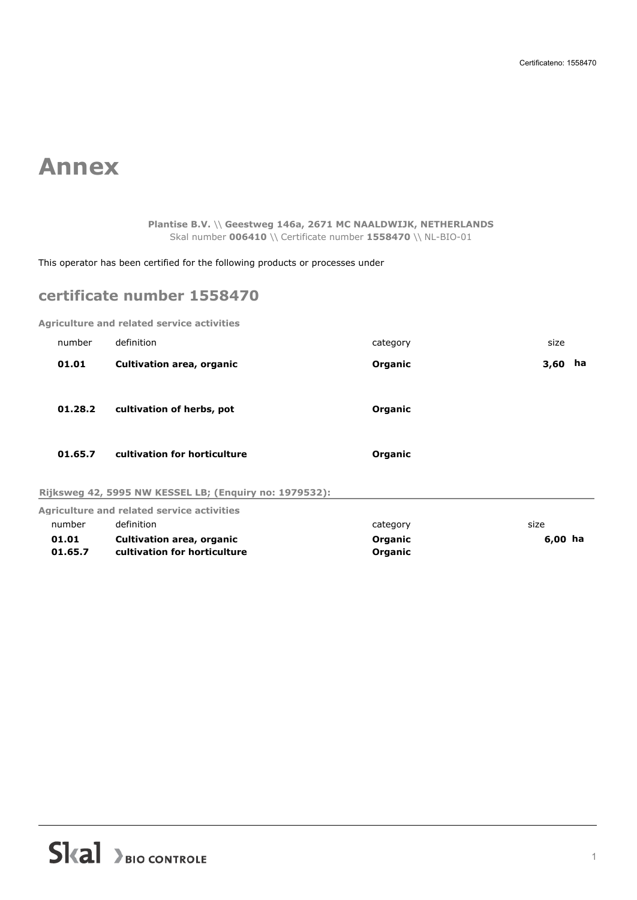# Annex

**Plantise B.V.** \\ **Geestweg 146a, 2671 MC NAALDWIJK, NETHERLANDS**
Skal number **006410** \\ Certificate number **1558470** \\ NL-BIO-01

This operator has been certified for the following products or processes under

## certificate number 1558470

**Agriculture and related service activities**

| number | definition | category | size |
|---|---|---|---|
| **01.01** | **Cultivation area, organic** | **Organic** | **3,60 ha** |
| **01.28.2** | **cultivation of herbs, pot** | **Organic** | |
| **01.65.7** | **cultivation for horticulture** | **Organic** | |

**Rijksweg 42, 5995 NW KESSEL LB; (Enquiry no: 1979532):**

**Agriculture and related service activities**

| number | definition | category | size |
|---|---|---|---|
| **01.01** | **Cultivation area, organic** | **Organic** | **6,00 ha** |
| **01.65.7** | **cultivation for horticulture** | **Organic** | |